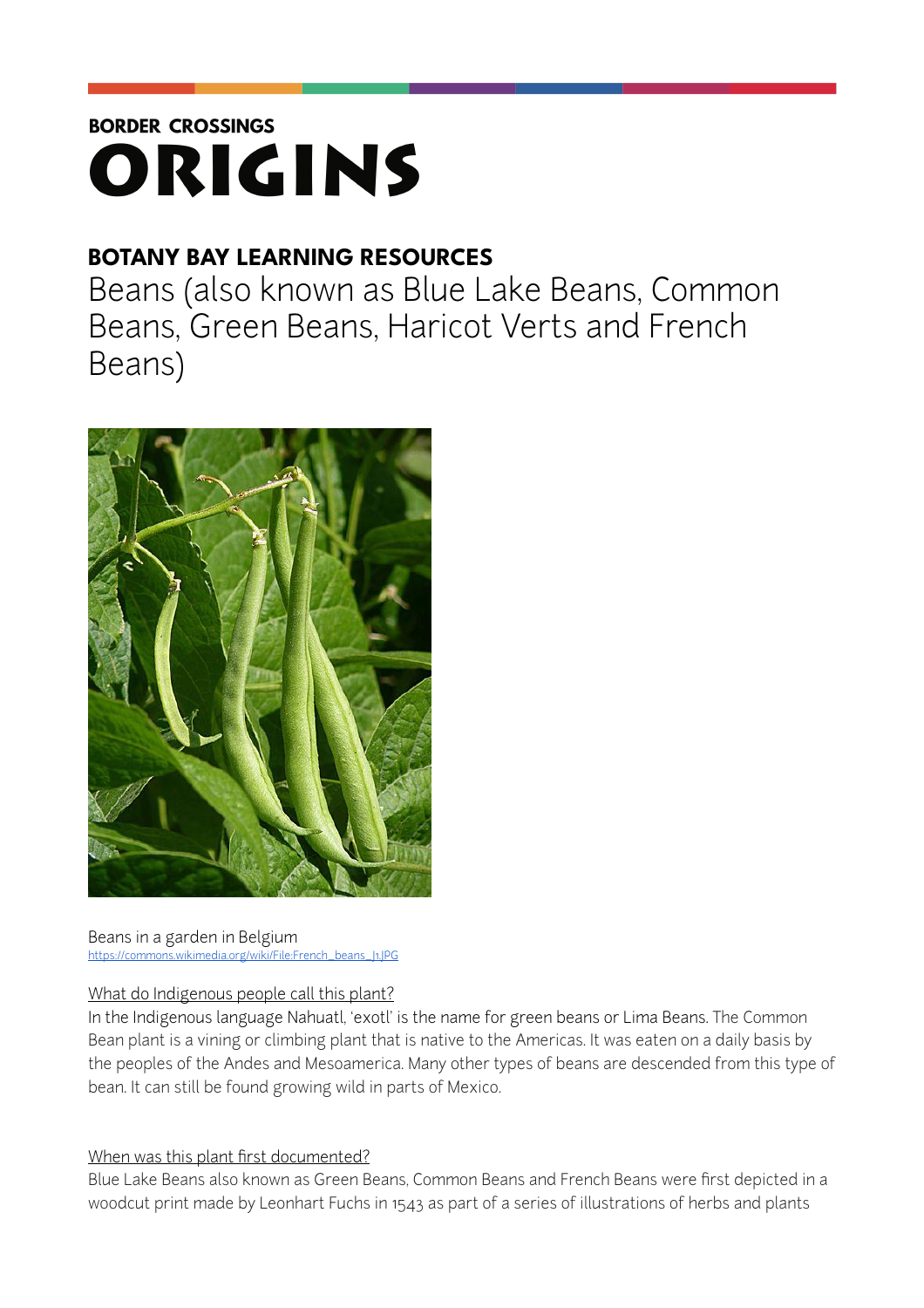**BORDER CROSSINGS**

# ORIGINS

## BOTANY BAY LEARNING RESOURCES

Beans (also known as Blue Lake Beans, Common Beans, Green Beans, Haricot Verts and French Beans)

Beans in a garden in Belgium
https://commons.wikimedia.org/wiki/File:French_beans_J1.JPG

What do Indigenous people call this plant?

In the Indigenous language Nahuatl, 'exotl' is the name for green beans or Lima Beans. The Common Bean plant is a vining or climbing plant that is native to the Americas. It was eaten on a daily basis by the peoples of the Andes and Mesoamerica. Many other types of beans are descended from this type of bean. It can still be found growing wild in parts of Mexico.

When was this plant first documented?

Blue Lake Beans also known as Green Beans, Common Beans and French Beans were first depicted in a woodcut print made by Leonhart Fuchs in 1543 as part of a series of illustrations of herbs and plants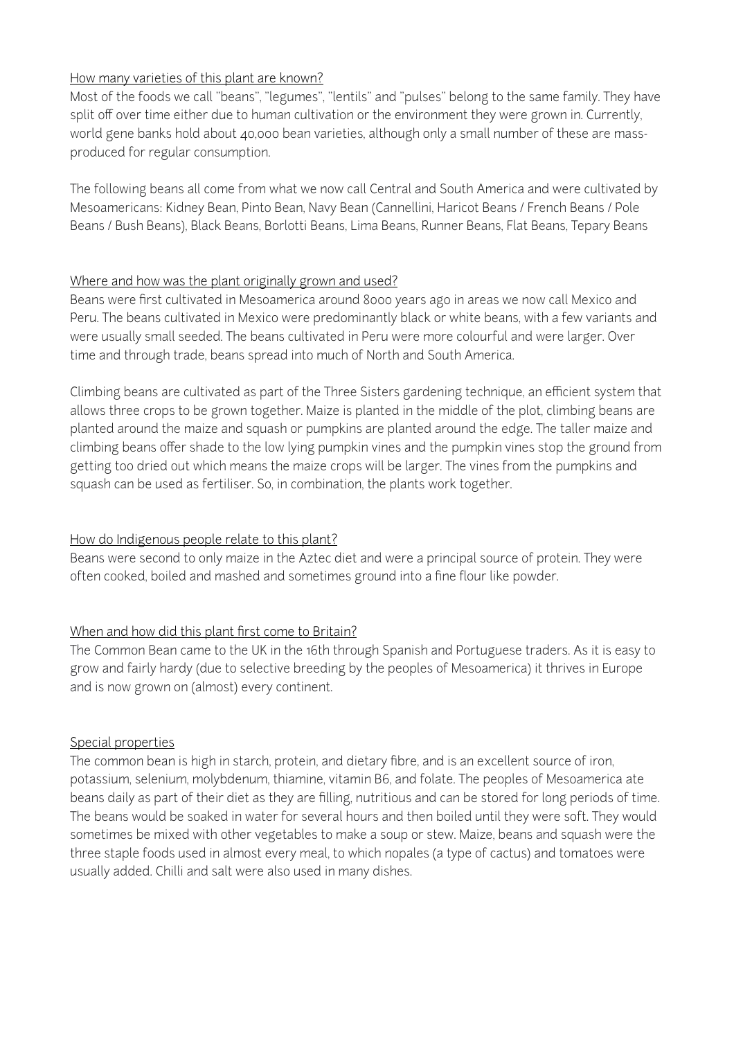## How many varieties of this plant are known?

Most of the foods we call "beans", "legumes", "lentils" and "pulses" belong to the same family. They have split off over time either due to human cultivation or the environment they were grown in. Currently, world gene banks hold about 40,000 bean varieties, although only a small number of these are mass-produced for regular consumption.

The following beans all come from what we now call Central and South America and were cultivated by Mesoamericans: Kidney Bean, Pinto Bean, Navy Bean (Cannellini, Haricot Beans / French Beans / Pole Beans / Bush Beans), Black Beans, Borlotti Beans, Lima Beans, Runner Beans, Flat Beans, Tepary Beans

## Where and how was the plant originally grown and used?

Beans were first cultivated in Mesoamerica around 8000 years ago in areas we now call Mexico and Peru. The beans cultivated in Mexico were predominantly black or white beans, with a few variants and were usually small seeded. The beans cultivated in Peru were more colourful and were larger. Over time and through trade, beans spread into much of North and South America.

Climbing beans are cultivated as part of the Three Sisters gardening technique, an efficient system that allows three crops to be grown together. Maize is planted in the middle of the plot, climbing beans are planted around the maize and squash or pumpkins are planted around the edge. The taller maize and climbing beans offer shade to the low lying pumpkin vines and the pumpkin vines stop the ground from getting too dried out which means the maize crops will be larger. The vines from the pumpkins and squash can be used as fertiliser. So, in combination, the plants work together.

## How do Indigenous people relate to this plant?

Beans were second to only maize in the Aztec diet and were a principal source of protein. They were often cooked, boiled and mashed and sometimes ground into a fine flour like powder.

## When and how did this plant first come to Britain?

The Common Bean came to the UK in the 16th through Spanish and Portuguese traders. As it is easy to grow and fairly hardy (due to selective breeding by the peoples of Mesoamerica) it thrives in Europe and is now grown on (almost) every continent.

## Special properties

The common bean is high in starch, protein, and dietary fibre, and is an excellent source of iron, potassium, selenium, molybdenum, thiamine, vitamin B6, and folate. The peoples of Mesoamerica ate beans daily as part of their diet as they are filling, nutritious and can be stored for long periods of time. The beans would be soaked in water for several hours and then boiled until they were soft. They would sometimes be mixed with other vegetables to make a soup or stew. Maize, beans and squash were the three staple foods used in almost every meal, to which nopales (a type of cactus) and tomatoes were usually added. Chilli and salt were also used in many dishes.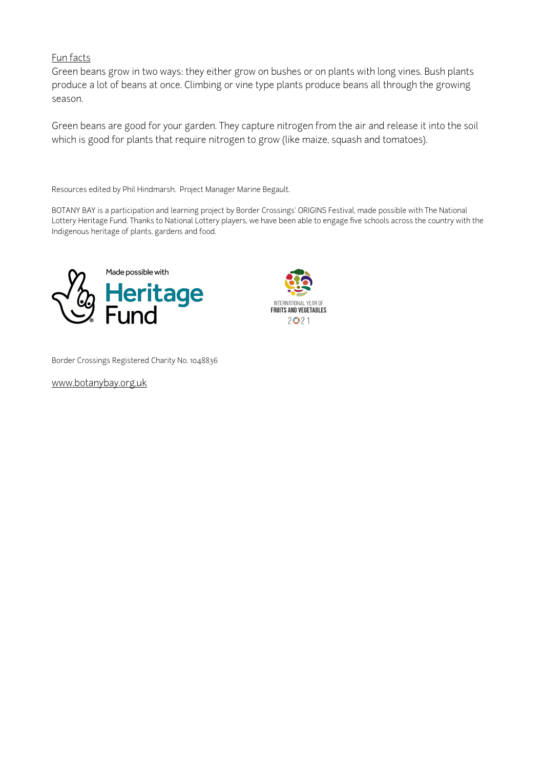Fun facts

Green beans grow in two ways: they either grow on bushes or on plants with long vines. Bush plants produce a lot of beans at once. Climbing or vine type plants produce beans all through the growing season.

Green beans are good for your garden. They capture nitrogen from the air and release it into the soil which is good for plants that require nitrogen to grow (like maize, squash and tomatoes).

Resources edited by Phil Hindmarsh. Project Manager Marine Begault.

BOTANY BAY is a participation and learning project by Border Crossings' ORIGINS Festival, made possible with The National Lottery Heritage Fund. Thanks to National Lottery players, we have been able to engage five schools across the country with the Indigenous heritage of plants, gardens and food.

Made possible with Heritage Fund

INTERNATIONAL YEAR OF FRUITS AND VEGETABLES 2021

Border Crossings Registered Charity No. 1048836

www.botanybay.org.uk